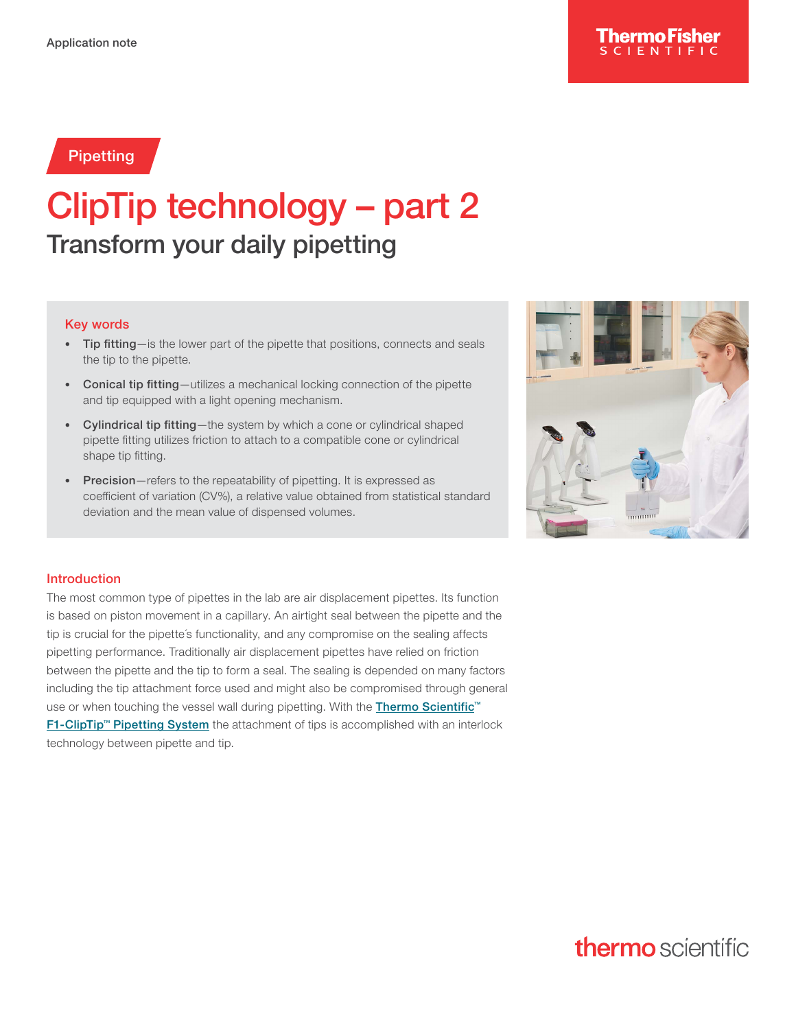Application note

Pipetting

# ClipTip technology – part 2

## Transform your daily pipetting

### Key words

- **Tip fitting**—is the lower part of the pipette that positions, connects and seals the tip to the pipette.
- **Conical tip fitting**—utilizes a mechanical locking connection of the pipette and tip equipped with a light opening mechanism.
- **Cylindrical tip fitting**—the system by which a cone or cylindrical shaped pipette fitting utilizes friction to attach to a compatible cone or cylindrical shape tip fitting.
- **Precision**—refers to the repeatability of pipetting. It is expressed as coefficient of variation (CV%), a relative value obtained from statistical standard deviation and the mean value of dispensed volumes.

### Introduction

The most common type of pipettes in the lab are air displacement pipettes. Its function is based on piston movement in a capillary. An airtight seal between the pipette and the tip is crucial for the pipette´s functionality, and any compromise on the sealing affects pipetting performance. Traditionally air displacement pipettes have relied on friction between the pipette and the tip to form a seal. The sealing is depended on many factors including the tip attachment force used and might also be compromised through general use or when touching the vessel wall during pipetting. With the Thermo Scientific™ F1-ClipTip™ Pipetting System the attachment of tips is accomplished with an interlock technology between pipette and tip.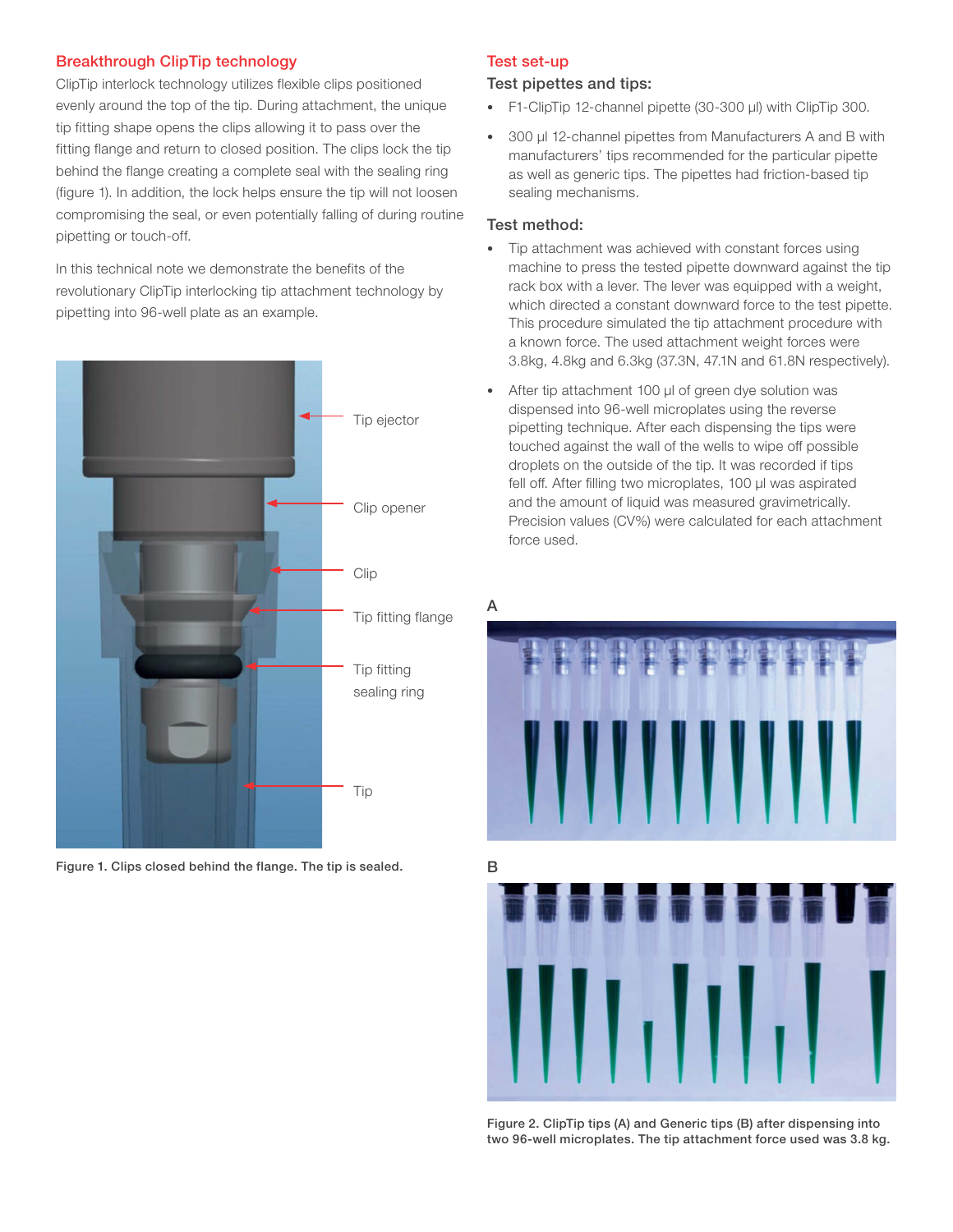## Breakthrough ClipTip technology

ClipTip interlock technology utilizes flexible clips positioned evenly around the top of the tip. During attachment, the unique tip fitting shape opens the clips allowing it to pass over the fitting flange and return to closed position. The clips lock the tip behind the flange creating a complete seal with the sealing ring (figure 1). In addition, the lock helps ensure the tip will not loosen compromising the seal, or even potentially falling of during routine pipetting or touch-off.

In this technical note we demonstrate the benefits of the revolutionary ClipTip interlocking tip attachment technology by pipetting into 96-well plate as an example.

Tip ejector

Clip opener

Clip

Tip fitting flange

Tip fitting sealing ring

Tip

**Figure 1. Clips closed behind the flange. The tip is sealed.**

## Test set-up

### Test pipettes and tips:

- F1-ClipTip 12-channel pipette (30-300 µl) with ClipTip 300.
- 300 µl 12-channel pipettes from Manufacturers A and B with manufacturers' tips recommended for the particular pipette as well as generic tips. The pipettes had friction-based tip sealing mechanisms.

### Test method:

- Tip attachment was achieved with constant forces using machine to press the tested pipette downward against the tip rack box with a lever. The lever was equipped with a weight, which directed a constant downward force to the test pipette. This procedure simulated the tip attachment procedure with a known force. The used attachment weight forces were 3.8kg, 4.8kg and 6.3kg (37.3N, 47.1N and 61.8N respectively).
- After tip attachment 100 µl of green dye solution was dispensed into 96-well microplates using the reverse pipetting technique. After each dispensing the tips were touched against the wall of the wells to wipe off possible droplets on the outside of the tip. It was recorded if tips fell off. After filling two microplates, 100 µl was aspirated and the amount of liquid was measured gravimetrically. Precision values (CV%) were calculated for each attachment force used.

A

B

**Figure 2. ClipTip tips (A) and Generic tips (B) after dispensing into two 96-well microplates. The tip attachment force used was 3.8 kg.**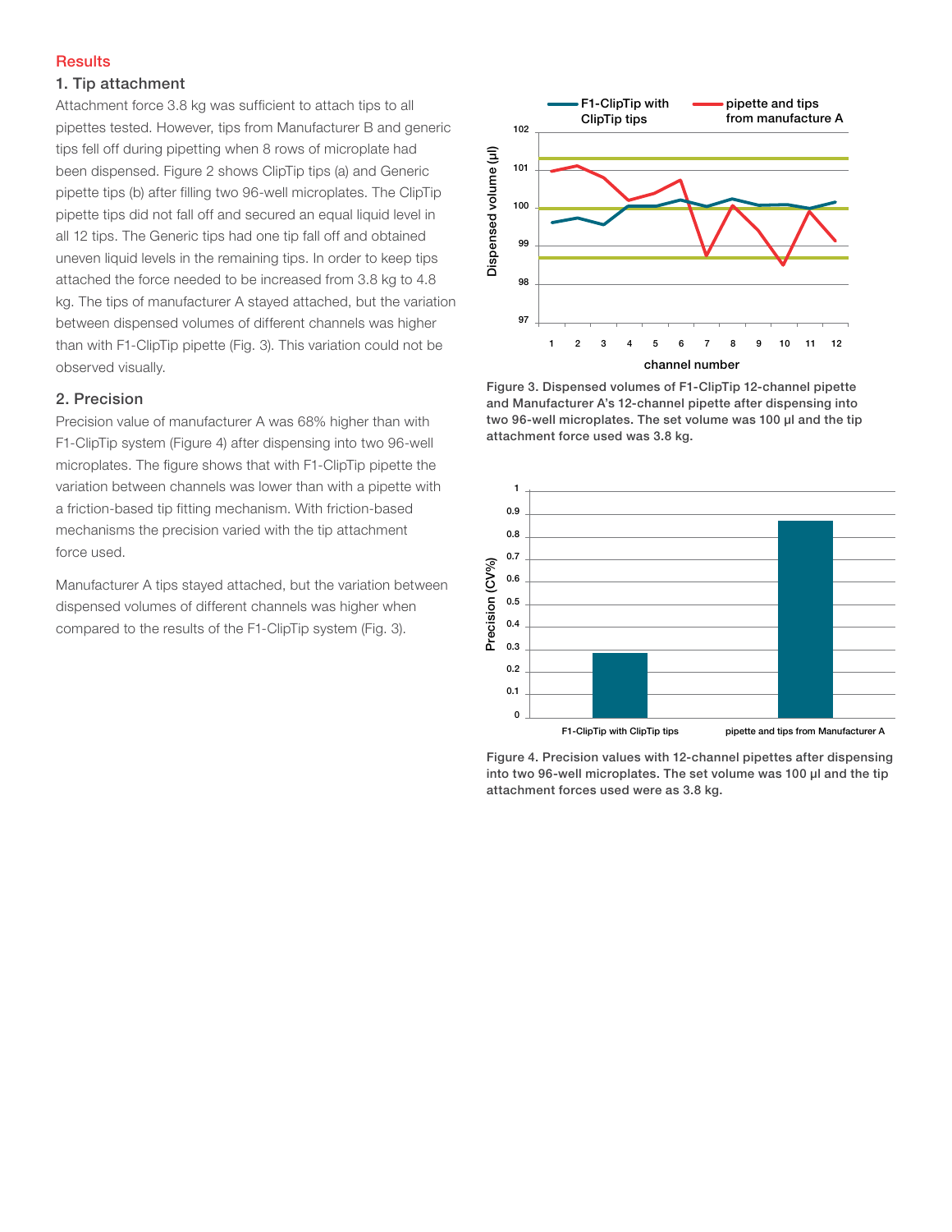## Results

### 1. Tip attachment

Attachment force 3.8 kg was sufficient to attach tips to all pipettes tested. However, tips from Manufacturer B and generic tips fell off during pipetting when 8 rows of microplate had been dispensed. Figure 2 shows ClipTip tips (a) and Generic pipette tips (b) after filling two 96-well microplates. The ClipTip pipette tips did not fall off and secured an equal liquid level in all 12 tips. The Generic tips had one tip fall off and obtained uneven liquid levels in the remaining tips. In order to keep tips attached the force needed to be increased from 3.8 kg to 4.8 kg. The tips of manufacturer A stayed attached, but the variation between dispensed volumes of different channels was higher than with F1-ClipTip pipette (Fig. 3). This variation could not be observed visually.

### 2. Precision

Precision value of manufacturer A was 68% higher than with F1-ClipTip system (Figure 4) after dispensing into two 96-well microplates. The figure shows that with F1-ClipTip pipette the variation between channels was lower than with a pipette with a friction-based tip fitting mechanism. With friction-based mechanisms the precision varied with the tip attachment force used.

Manufacturer A tips stayed attached, but the variation between dispensed volumes of different channels was higher when compared to the results of the F1-ClipTip system (Fig. 3).

Figure 3. Dispensed volumes of F1-ClipTip 12-channel pipette and Manufacturer A's 12-channel pipette after dispensing into two 96-well microplates. The set volume was 100 µl and the tip attachment force used was 3.8 kg.

Figure 4. Precision values with 12-channel pipettes after dispensing into two 96-well microplates. The set volume was 100 µl and the tip attachment forces used were as 3.8 kg.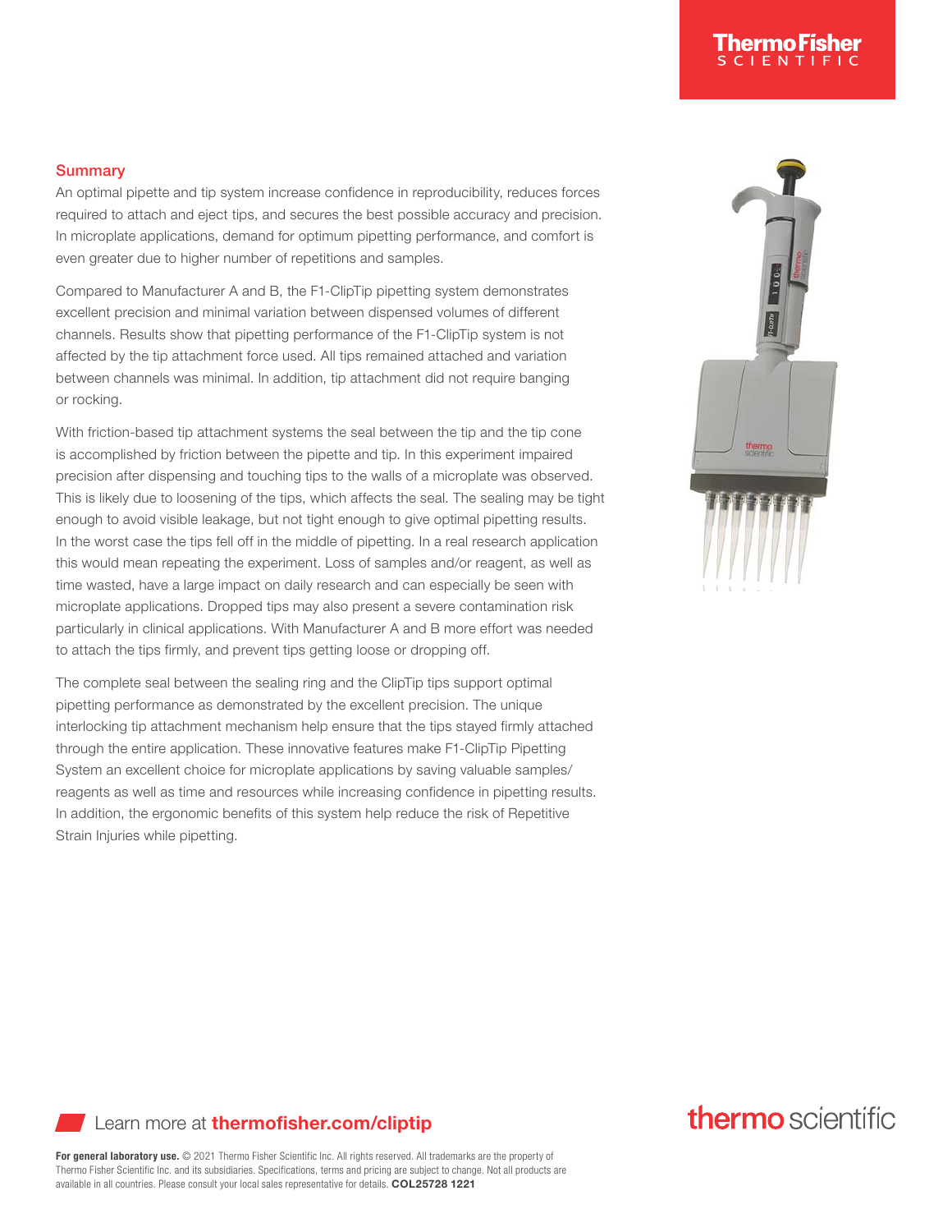## Summary

An optimal pipette and tip system increase confidence in reproducibility, reduces forces required to attach and eject tips, and secures the best possible accuracy and precision. In microplate applications, demand for optimum pipetting performance, and comfort is even greater due to higher number of repetitions and samples.

Compared to Manufacturer A and B, the F1-ClipTip pipetting system demonstrates excellent precision and minimal variation between dispensed volumes of different channels. Results show that pipetting performance of the F1-ClipTip system is not affected by the tip attachment force used. All tips remained attached and variation between channels was minimal. In addition, tip attachment did not require banging or rocking.

With friction-based tip attachment systems the seal between the tip and the tip cone is accomplished by friction between the pipette and tip. In this experiment impaired precision after dispensing and touching tips to the walls of a microplate was observed. This is likely due to loosening of the tips, which affects the seal. The sealing may be tight enough to avoid visible leakage, but not tight enough to give optimal pipetting results. In the worst case the tips fell off in the middle of pipetting. In a real research application this would mean repeating the experiment. Loss of samples and/or reagent, as well as time wasted, have a large impact on daily research and can especially be seen with microplate applications. Dropped tips may also present a severe contamination risk particularly in clinical applications. With Manufacturer A and B more effort was needed to attach the tips firmly, and prevent tips getting loose or dropping off.

The complete seal between the sealing ring and the ClipTip tips support optimal pipetting performance as demonstrated by the excellent precision. The unique interlocking tip attachment mechanism help ensure that the tips stayed firmly attached through the entire application. These innovative features make F1-ClipTip Pipetting System an excellent choice for microplate applications by saving valuable samples/reagents as well as time and resources while increasing confidence in pipetting results. In addition, the ergonomic benefits of this system help reduce the risk of Repetitive Strain Injuries while pipetting.

Learn more at **thermofisher.com/cliptip**

**For general laboratory use.** © 2021 Thermo Fisher Scientific Inc. All rights reserved. All trademarks are the property of Thermo Fisher Scientific Inc. and its subsidiaries. Specifications, terms and pricing are subject to change. Not all products are available in all countries. Please consult your local sales representative for details. **COL25728 1221**